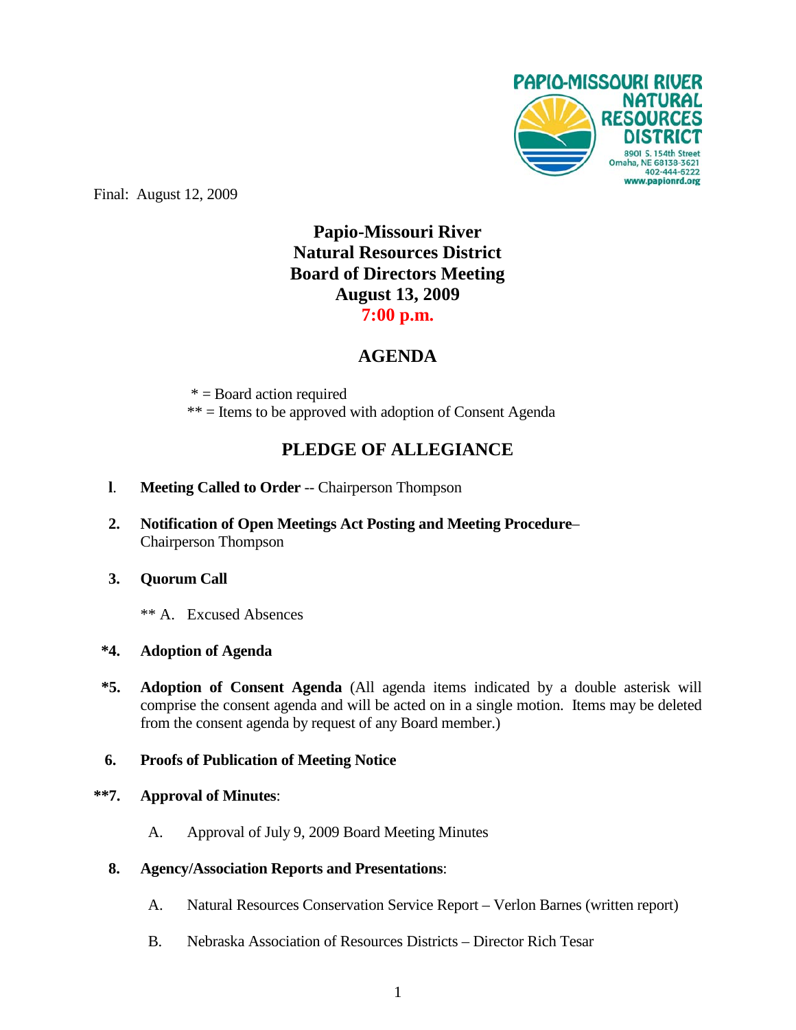PAPIO-MISSOURI RIVER NATURAL RESOURCES DISTRICT
8901 S. 154th Street
Omaha, NE 68138-3621
402-444-6222
www.papionrd.org

Final: August 12, 2009

# Papio-Missouri River Natural Resources District Board of Directors Meeting August 13, 2009 7:00 p.m.

## AGENDA

\* = Board action required
\*\* = Items to be approved with adoption of Consent Agenda

## PLEDGE OF ALLEGIANCE

1. **Meeting Called to Order** -- Chairperson Thompson

2. **Notification of Open Meetings Act Posting and Meeting Procedure**– Chairperson Thompson

3. **Quorum Call**

   ** A. Excused Absences

*4. **Adoption of Agenda**

*5. **Adoption of Consent Agenda** (All agenda items indicated by a double asterisk will comprise the consent agenda and will be acted on in a single motion. Items may be deleted from the consent agenda by request of any Board member.)

6. **Proofs of Publication of Meeting Notice**

**7. **Approval of Minutes**:

   A. Approval of July 9, 2009 Board Meeting Minutes

8. **Agency/Association Reports and Presentations**:

   A. Natural Resources Conservation Service Report – Verlon Barnes (written report)

   B. Nebraska Association of Resources Districts – Director Rich Tesar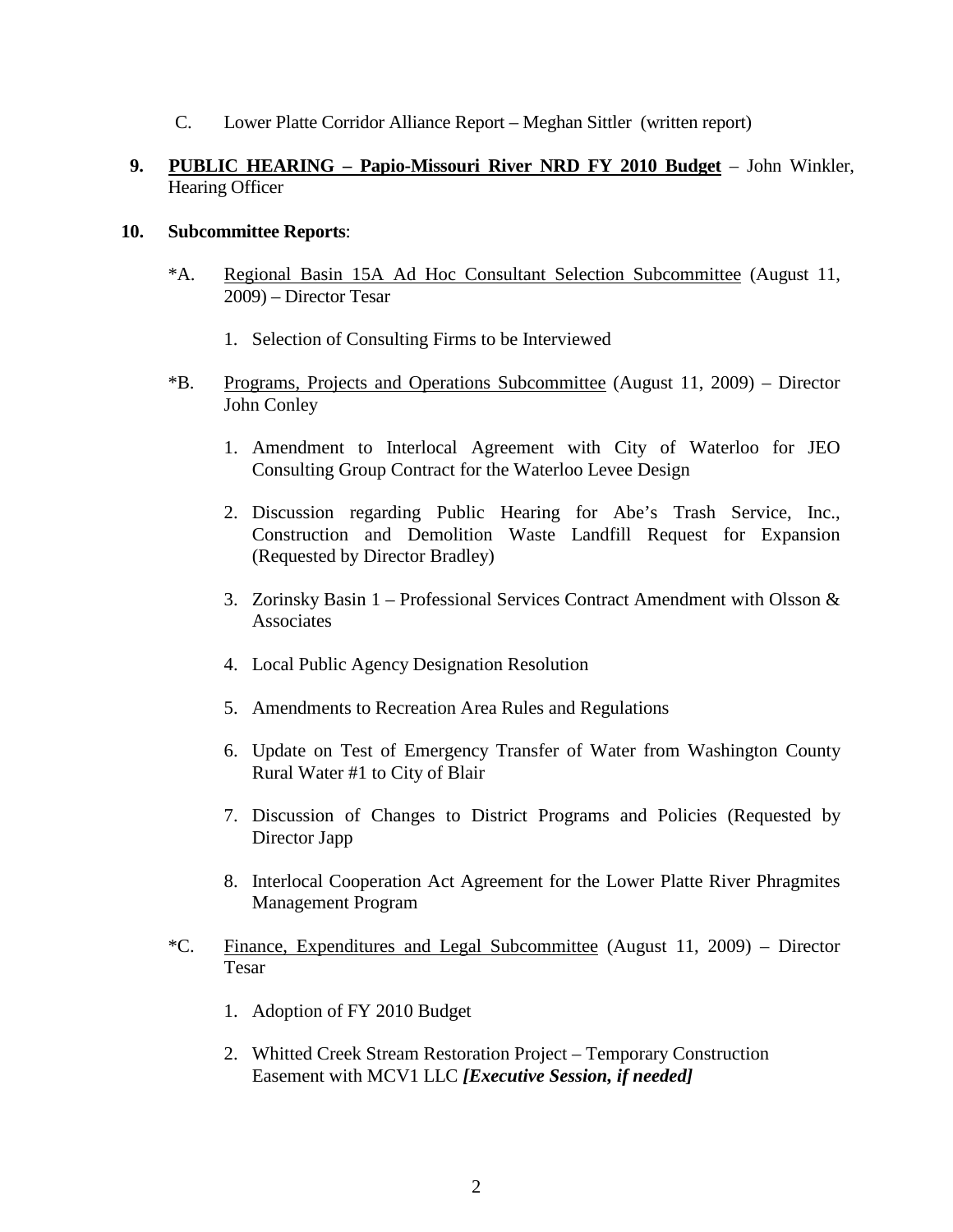C. Lower Platte Corridor Alliance Report – Meghan Sittler (written report)

**9. PUBLIC HEARING – Papio-Missouri River NRD FY 2010 Budget** – John Winkler, Hearing Officer

**10. Subcommittee Reports**:

*A. Regional Basin 15A Ad Hoc Consultant Selection Subcommittee (August 11, 2009) – Director Tesar

1. Selection of Consulting Firms to be Interviewed

*B. Programs, Projects and Operations Subcommittee (August 11, 2009) – Director John Conley

1. Amendment to Interlocal Agreement with City of Waterloo for JEO Consulting Group Contract for the Waterloo Levee Design
2. Discussion regarding Public Hearing for Abe's Trash Service, Inc., Construction and Demolition Waste Landfill Request for Expansion (Requested by Director Bradley)
3. Zorinsky Basin 1 – Professional Services Contract Amendment with Olsson & Associates
4. Local Public Agency Designation Resolution
5. Amendments to Recreation Area Rules and Regulations
6. Update on Test of Emergency Transfer of Water from Washington County Rural Water #1 to City of Blair
7. Discussion of Changes to District Programs and Policies (Requested by Director Japp
8. Interlocal Cooperation Act Agreement for the Lower Platte River Phragmites Management Program

*C. Finance, Expenditures and Legal Subcommittee (August 11, 2009) – Director Tesar

1. Adoption of FY 2010 Budget
2. Whitted Creek Stream Restoration Project – Temporary Construction Easement with MCV1 LLC ***[Executive Session, if needed]***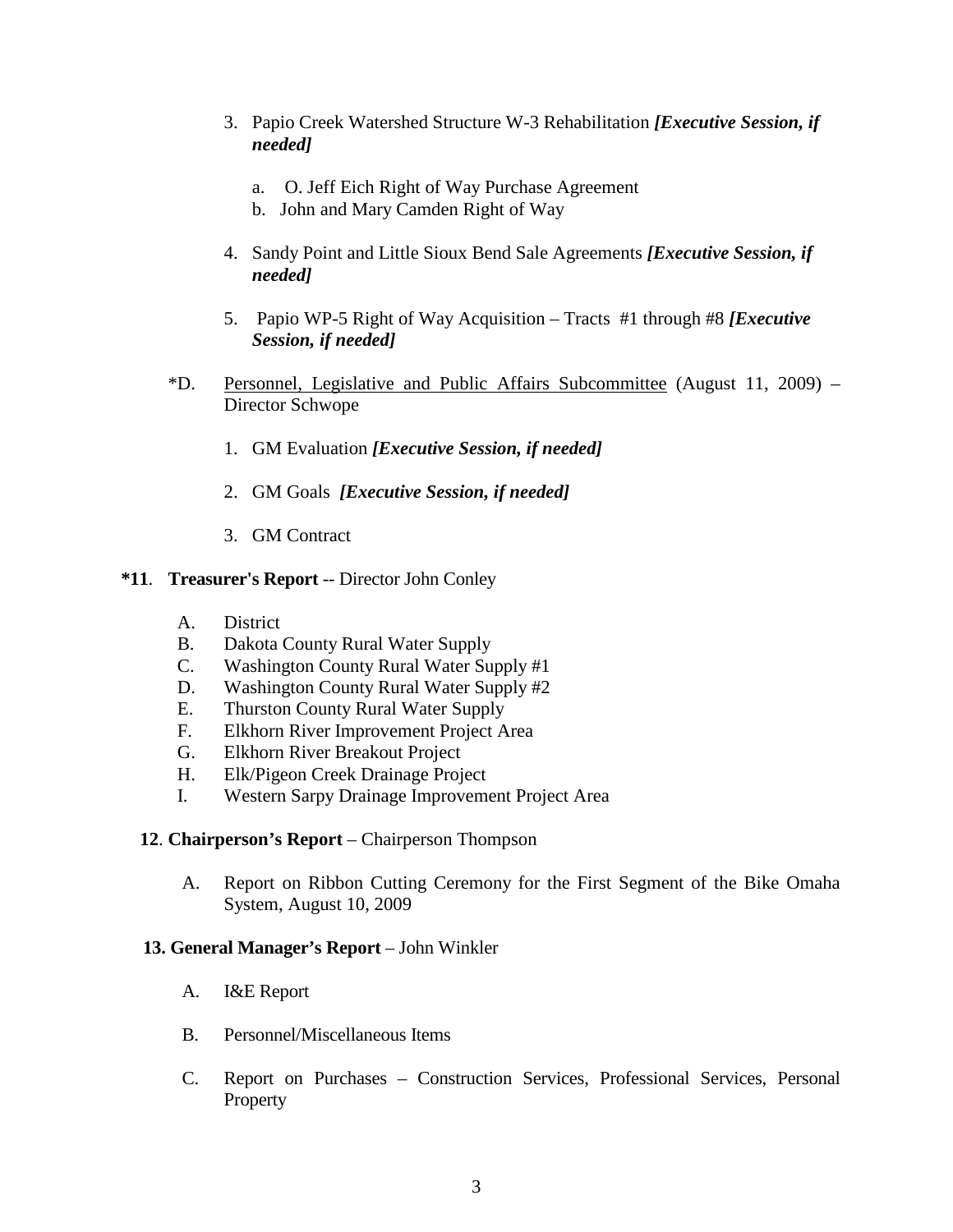3. Papio Creek Watershed Structure W-3 Rehabilitation ***[Executive Session, if needed]***

    a. O. Jeff Eich Right of Way Purchase Agreement
    b. John and Mary Camden Right of Way

4. Sandy Point and Little Sioux Bend Sale Agreements ***[Executive Session, if needed]***

5. Papio WP-5 Right of Way Acquisition – Tracts #1 through #8 ***[Executive Session, if needed]***

*D. Personnel, Legislative and Public Affairs Subcommittee (August 11, 2009) – Director Schwope

1. GM Evaluation ***[Executive Session, if needed]***

2. GM Goals ***[Executive Session, if needed]***

3. GM Contract

**\*11**. **Treasurer's Report** -- Director John Conley

A. District
B. Dakota County Rural Water Supply
C. Washington County Rural Water Supply #1
D. Washington County Rural Water Supply #2
E. Thurston County Rural Water Supply
F. Elkhorn River Improvement Project Area
G. Elkhorn River Breakout Project
H. Elk/Pigeon Creek Drainage Project
I. Western Sarpy Drainage Improvement Project Area

**12**. **Chairperson's Report** – Chairperson Thompson

A. Report on Ribbon Cutting Ceremony for the First Segment of the Bike Omaha System, August 10, 2009

**13. General Manager's Report** – John Winkler

A. I&E Report

B. Personnel/Miscellaneous Items

C. Report on Purchases – Construction Services, Professional Services, Personal Property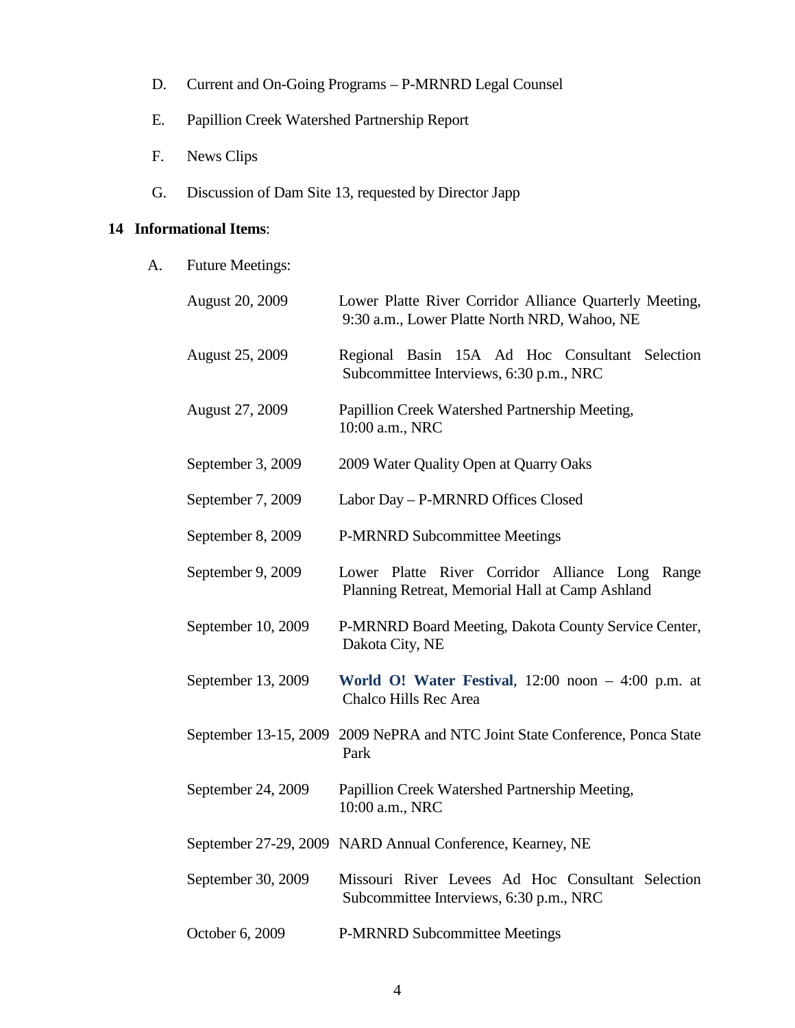D. Current and On-Going Programs – P-MRNRD Legal Counsel

E. Papillion Creek Watershed Partnership Report

F. News Clips

G. Discussion of Dam Site 13, requested by Director Japp

**14 Informational Items**:

A. Future Meetings:

| | |
|---|---|
| August 20, 2009 | Lower Platte River Corridor Alliance Quarterly Meeting, 9:30 a.m., Lower Platte North NRD, Wahoo, NE |
| August 25, 2009 | Regional Basin 15A Ad Hoc Consultant Selection Subcommittee Interviews, 6:30 p.m., NRC |
| August 27, 2009 | Papillion Creek Watershed Partnership Meeting, 10:00 a.m., NRC |
| September 3, 2009 | 2009 Water Quality Open at Quarry Oaks |
| September 7, 2009 | Labor Day – P-MRNRD Offices Closed |
| September 8, 2009 | P-MRNRD Subcommittee Meetings |
| September 9, 2009 | Lower Platte River Corridor Alliance Long Range Planning Retreat, Memorial Hall at Camp Ashland |
| September 10, 2009 | P-MRNRD Board Meeting, Dakota County Service Center, Dakota City, NE |
| September 13, 2009 | **World O! Water Festival**, 12:00 noon – 4:00 p.m. at Chalco Hills Rec Area |
| September 13-15, 2009 | 2009 NePRA and NTC Joint State Conference, Ponca State Park |
| September 24, 2009 | Papillion Creek Watershed Partnership Meeting, 10:00 a.m., NRC |
| September 27-29, 2009 | NARD Annual Conference, Kearney, NE |
| September 30, 2009 | Missouri River Levees Ad Hoc Consultant Selection Subcommittee Interviews, 6:30 p.m., NRC |
| October 6, 2009 | P-MRNRD Subcommittee Meetings |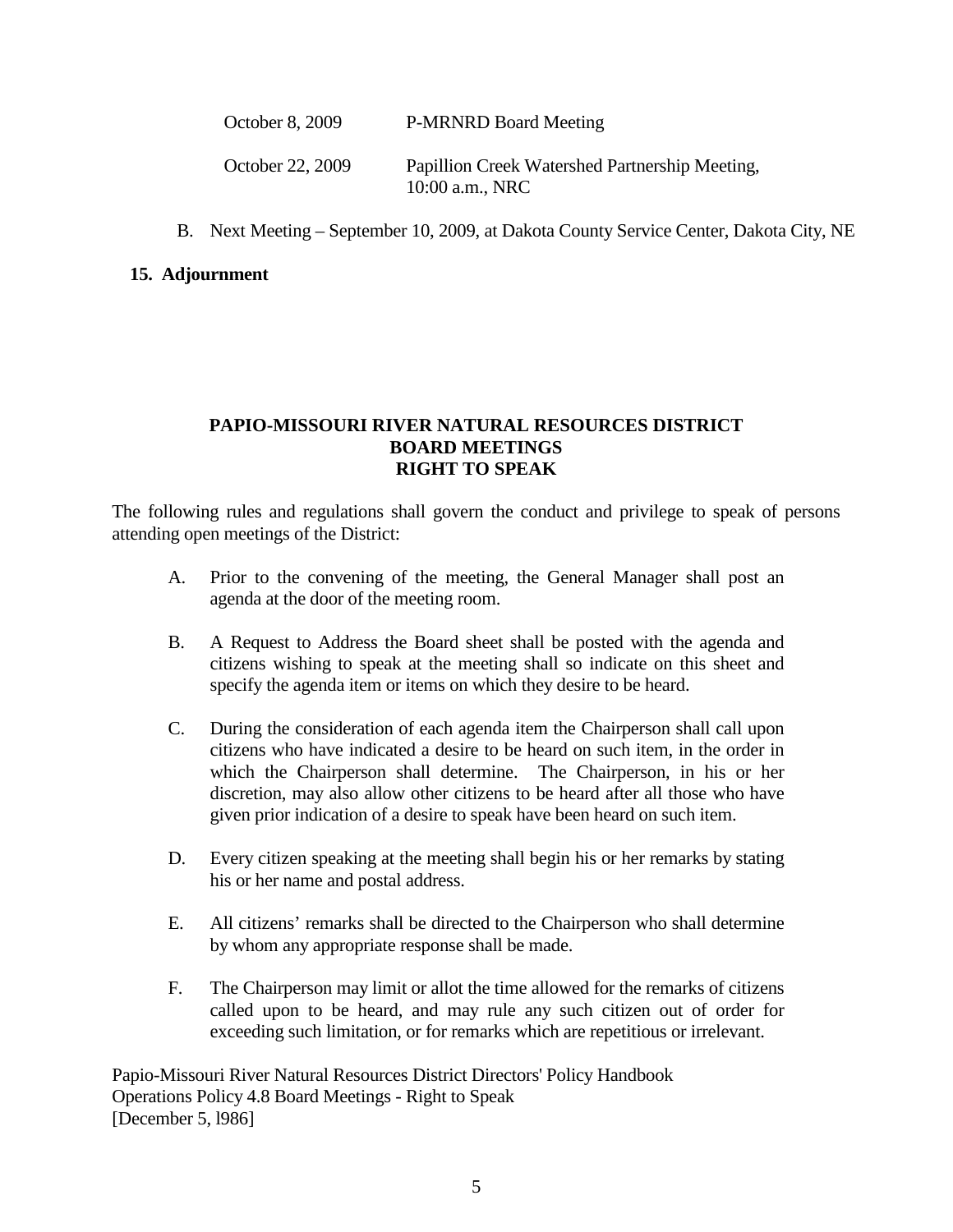| | |
|---|---|
| October 8, 2009 | P-MRNRD Board Meeting |
| October 22, 2009 | Papillion Creek Watershed Partnership Meeting, 10:00 a.m., NRC |

B. Next Meeting – September 10, 2009, at Dakota County Service Center, Dakota City, NE

**15. Adjournment**

## PAPIO-MISSOURI RIVER NATURAL RESOURCES DISTRICT
## BOARD MEETINGS
## RIGHT TO SPEAK

The following rules and regulations shall govern the conduct and privilege to speak of persons attending open meetings of the District:

A. Prior to the convening of the meeting, the General Manager shall post an agenda at the door of the meeting room.

B. A Request to Address the Board sheet shall be posted with the agenda and citizens wishing to speak at the meeting shall so indicate on this sheet and specify the agenda item or items on which they desire to be heard.

C. During the consideration of each agenda item the Chairperson shall call upon citizens who have indicated a desire to be heard on such item, in the order in which the Chairperson shall determine. The Chairperson, in his or her discretion, may also allow other citizens to be heard after all those who have given prior indication of a desire to speak have been heard on such item.

D. Every citizen speaking at the meeting shall begin his or her remarks by stating his or her name and postal address.

E. All citizens' remarks shall be directed to the Chairperson who shall determine by whom any appropriate response shall be made.

F. The Chairperson may limit or allot the time allowed for the remarks of citizens called upon to be heard, and may rule any such citizen out of order for exceeding such limitation, or for remarks which are repetitious or irrelevant.

Papio-Missouri River Natural Resources District Directors' Policy Handbook
Operations Policy 4.8 Board Meetings - Right to Speak
[December 5, l986]